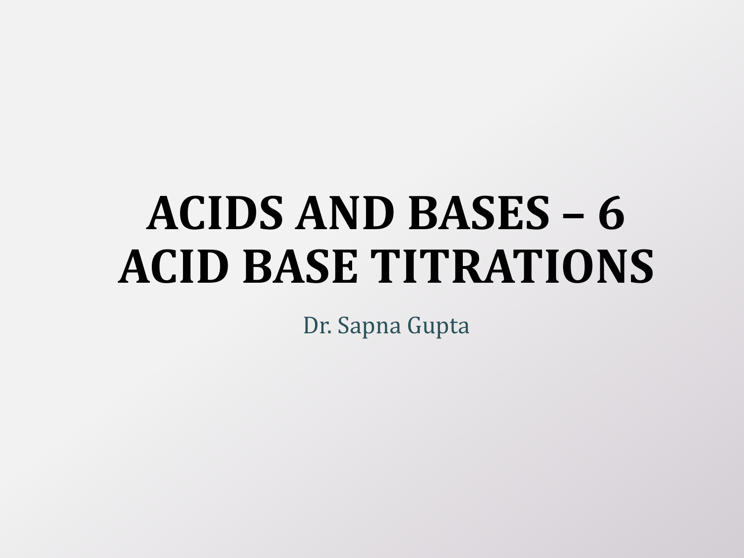# ACIDS AND BASES – 6
# ACID BASE TITRATIONS

Dr. Sapna Gupta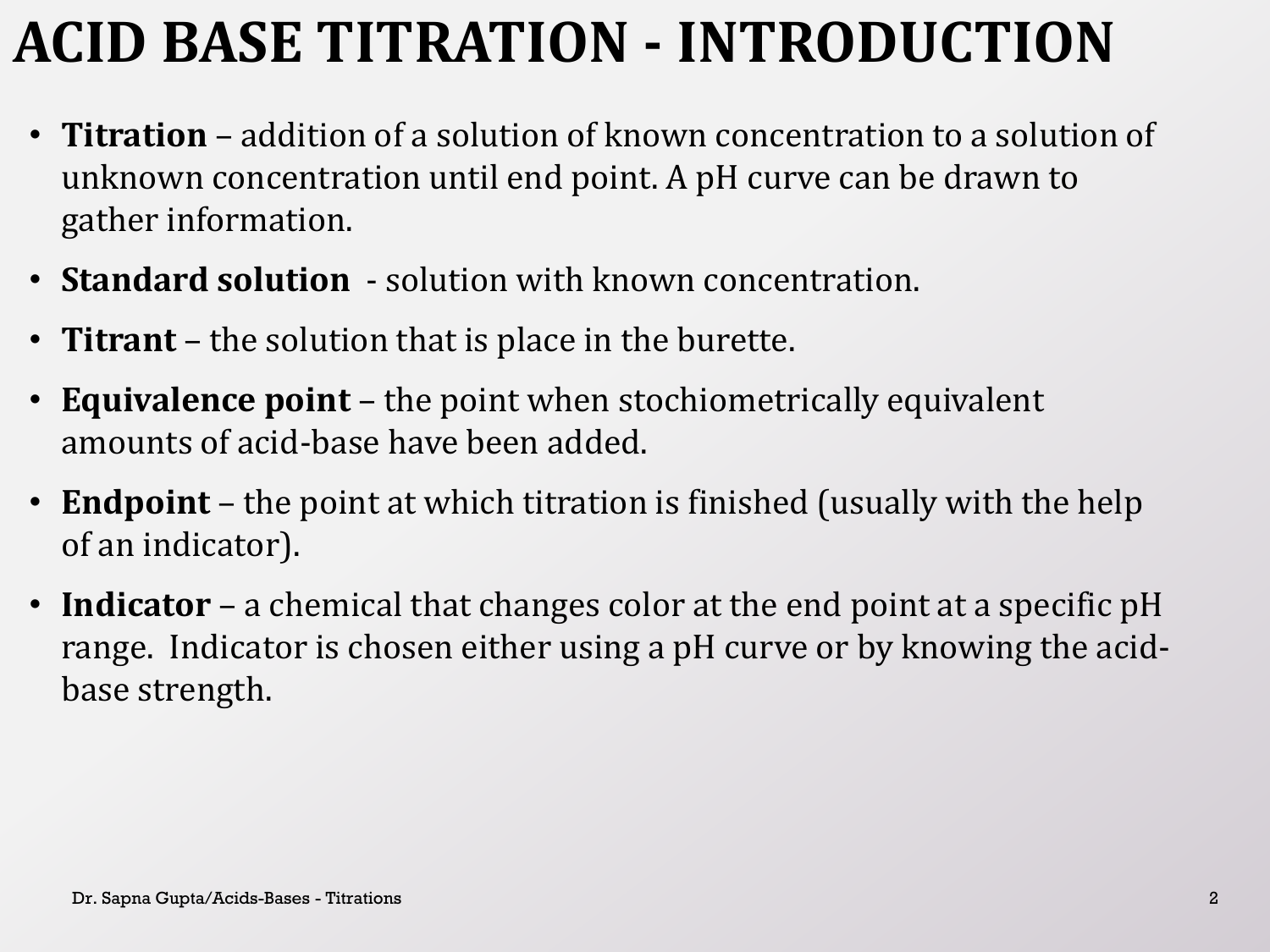# ACID BASE TITRATION - INTRODUCTION

- **Titration** – addition of a solution of known concentration to a solution of unknown concentration until end point. A pH curve can be drawn to gather information.
- **Standard solution** - solution with known concentration.
- **Titrant** – the solution that is place in the burette.
- **Equivalence point** – the point when stochiometrically equivalent amounts of acid-base have been added.
- **Endpoint** – the point at which titration is finished (usually with the help of an indicator).
- **Indicator** – a chemical that changes color at the end point at a specific pH range. Indicator is chosen either using a pH curve or by knowing the acid-base strength.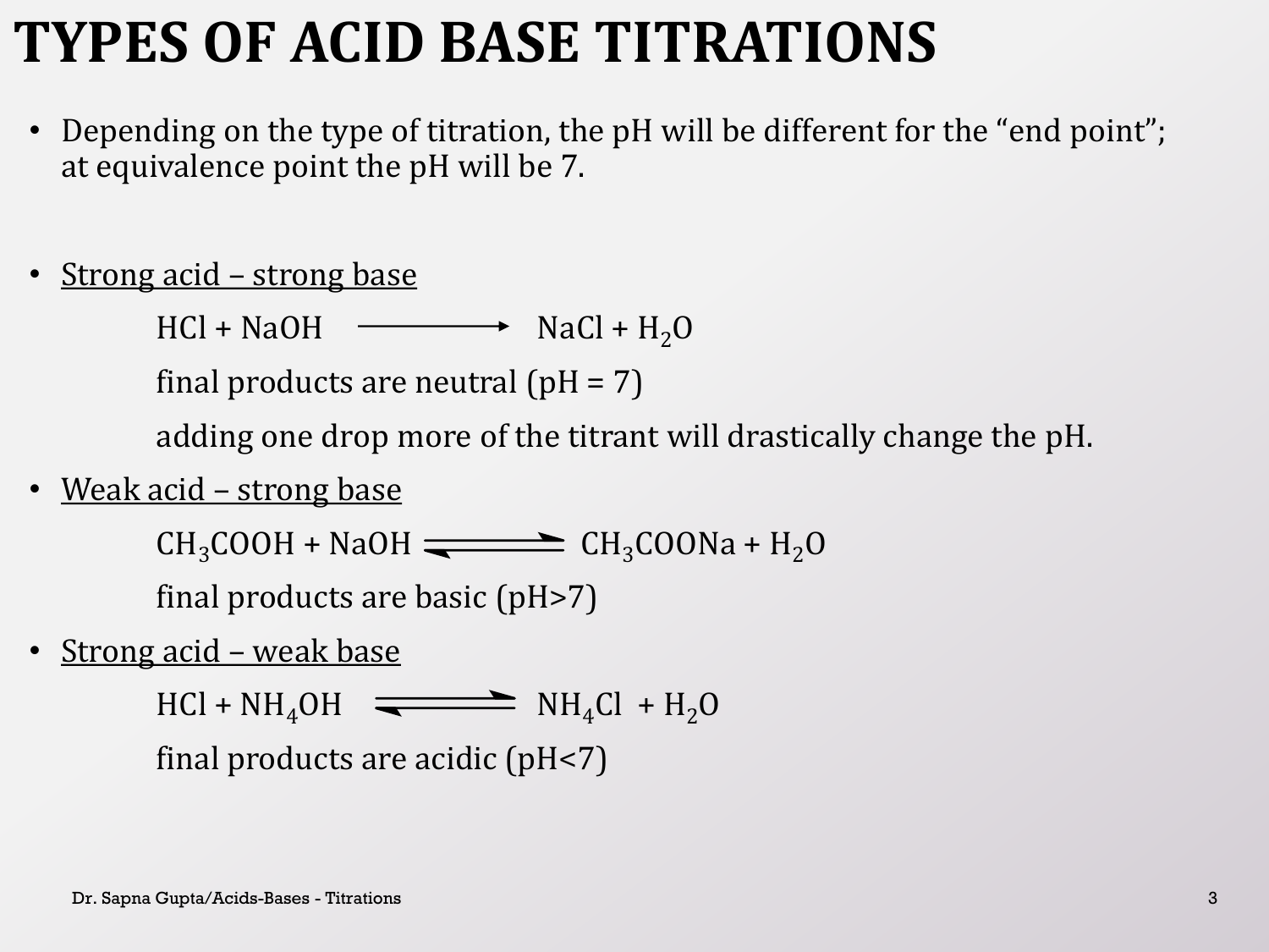# TYPES OF ACID BASE TITRATIONS

- Depending on the type of titration, the pH will be different for the "end point"; at equivalence point the pH will be 7.

- Strong acid – strong base

  $$HCl + NaOH \longrightarrow NaCl + H_2O$$

  final products are neutral (pH = 7)

  adding one drop more of the titrant will drastically change the pH.

- Weak acid – strong base

  $$CH_3COOH + NaOH \rightleftharpoons CH_3COONa + H_2O$$

  final products are basic (pH>7)

- Strong acid – weak base

  $$HCl + NH_4OH \rightleftharpoons NH_4Cl + H_2O$$

  final products are acidic (pH<7)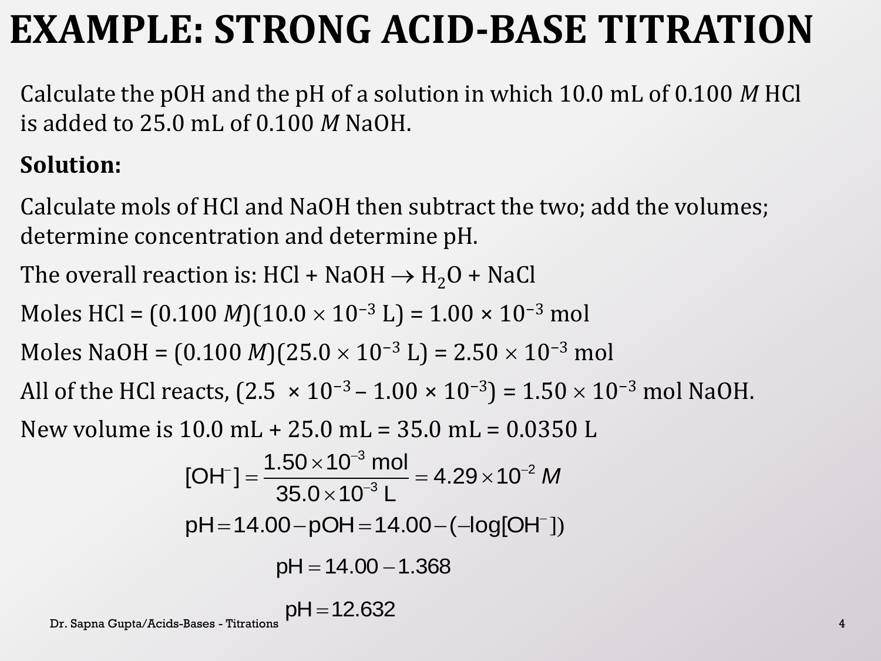# EXAMPLE: STRONG ACID-BASE TITRATION

Calculate the pOH and the pH of a solution in which 10.0 mL of 0.100 *M* HCl is added to 25.0 mL of 0.100 *M* NaOH.

**Solution:**

Calculate mols of HCl and NaOH then subtract the two; add the volumes; determine concentration and determine pH.

The overall reaction is: $HCl + NaOH \rightarrow H_2O + NaCl$

Moles HCl = $(0.100\ M)(10.0 \times 10^{-3}\ \text{L}) = 1.00 \times 10^{-3}$ mol

Moles NaOH = $(0.100\ M)(25.0 \times 10^{-3}\ \text{L}) = 2.50 \times 10^{-3}$ mol

All of the HCl reacts, $(2.5 \times 10^{-3} - 1.00 \times 10^{-3}) = 1.50 \times 10^{-3}$ mol NaOH.

New volume is 10.0 mL + 25.0 mL = 35.0 mL = 0.0350 L

$$[\text{OH}^-] = \frac{1.50 \times 10^{-3}\ \text{mol}}{35.0 \times 10^{-3}\ \text{L}} = 4.29 \times 10^{-2}\ M$$

$$\text{pH} = 14.00 - \text{pOH} = 14.00 - (-\log[\text{OH}^-])$$

$$\text{pH} = 14.00 - 1.368$$

$$\text{pH} = 12.632$$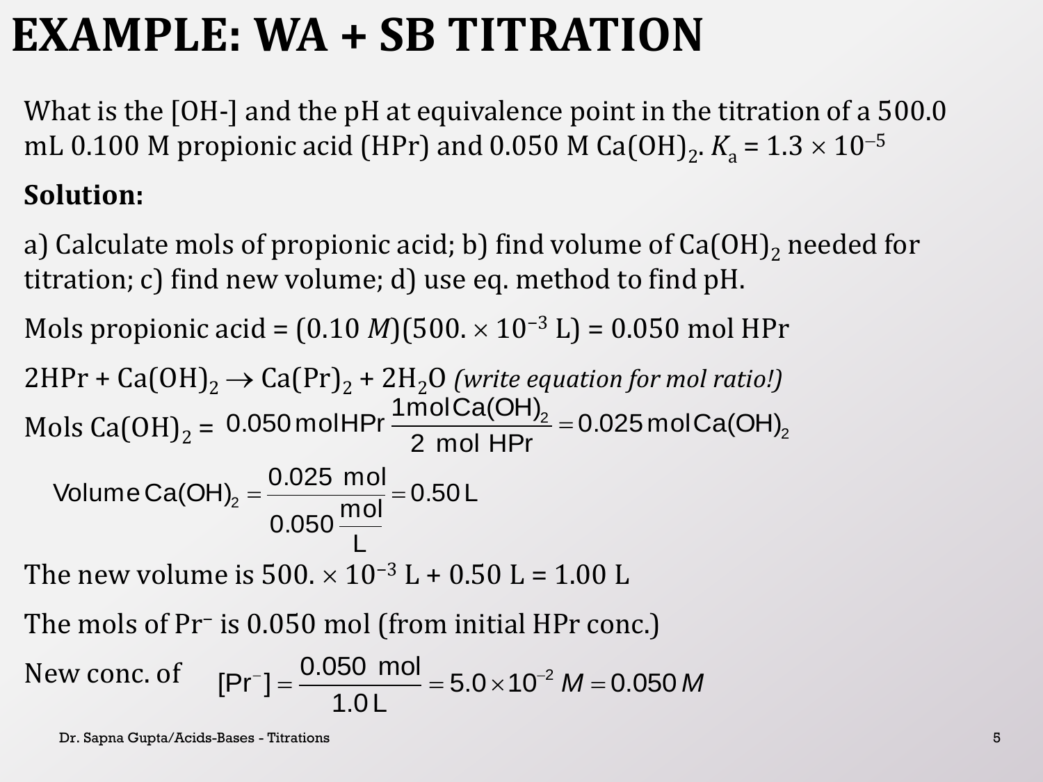# EXAMPLE: WA + SB TITRATION

What is the [OH-] and the pH at equivalence point in the titration of a 500.0 mL 0.100 M propionic acid (HPr) and 0.050 M $Ca(OH)_2$. $K_a = 1.3 \times 10^{-5}$

**Solution:**

a) Calculate mols of propionic acid; b) find volume of $Ca(OH)_2$ needed for titration; c) find new volume; d) use eq. method to find pH.

Mols propionic acid = $(0.10\ M)(500. \times 10^{-3}\ \text{L}) = 0.050$ mol HPr

$2HPr + Ca(OH)_2 \rightarrow Ca(Pr)_2 + 2H_2O$ *(write equation for mol ratio!)*

Mols $Ca(OH)_2$ = $0.050\ \text{mol HPr}\ \dfrac{1\ \text{mol}\ Ca(OH)_2}{2\ \text{mol HPr}} = 0.025\ \text{mol}\ Ca(OH)_2$

$$\text{Volume}\ Ca(OH)_2 = \frac{0.025\ \text{mol}}{0.050\ \dfrac{\text{mol}}{\text{L}}} = 0.50\ \text{L}$$

The new volume is $500. \times 10^{-3}$ L + 0.50 L = 1.00 L

The mols of $Pr^-$ is 0.050 mol (from initial HPr conc.)

New conc. of $[Pr^-] = \dfrac{0.050\ \text{mol}}{1.0\ \text{L}} = 5.0 \times 10^{-2}\ M = 0.050\ M$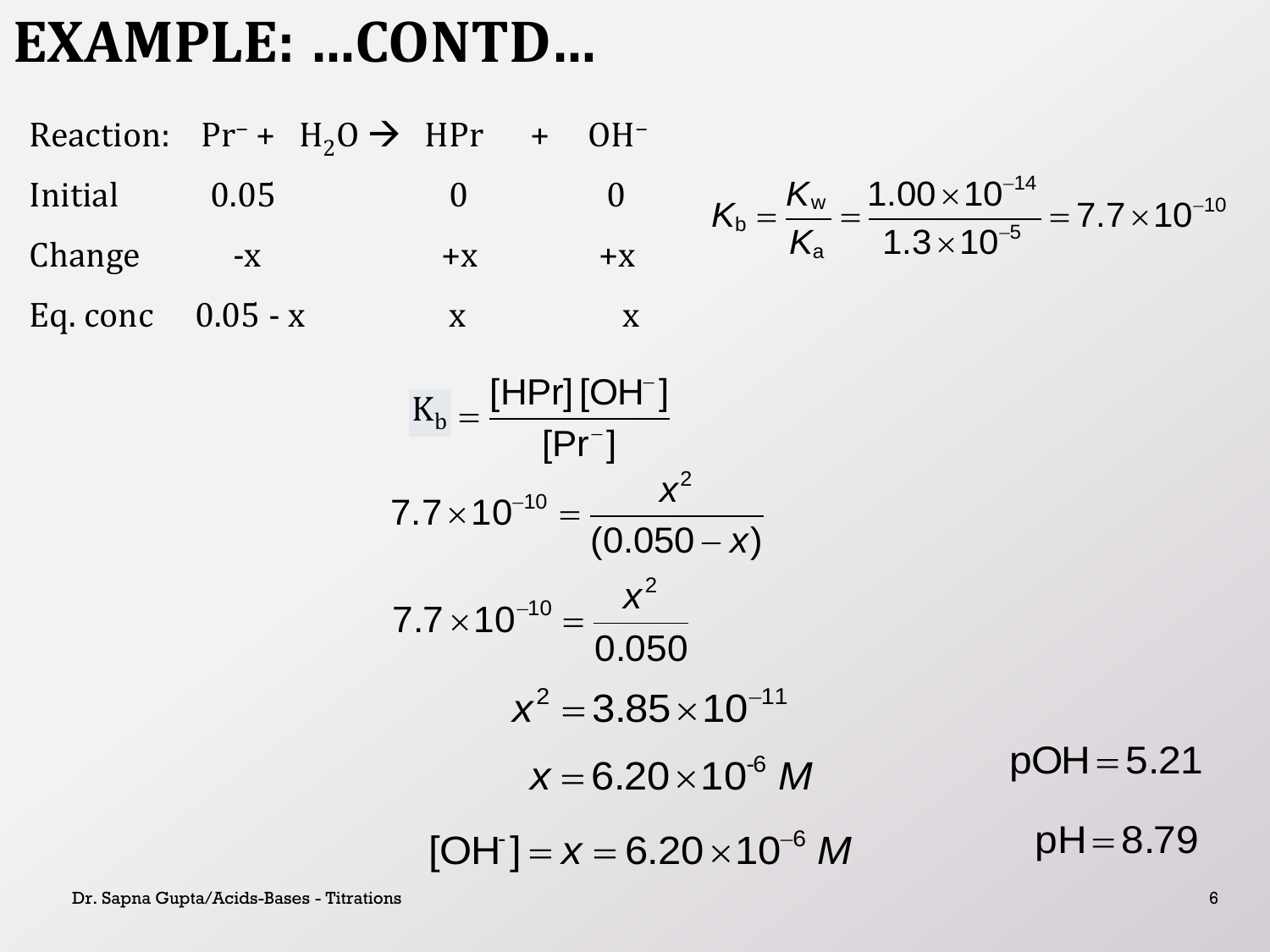# EXAMPLE: …CONTD…

| Reaction: | $Pr^- + H_2O \rightarrow$ | $HPr$ | $+ \; OH^-$ |
|---|---|---|---|
| Initial | 0.05 | 0 | 0 |
| Change | -x | +x | +x |
| Eq. conc | 0.05 - x | x | x |

$$K_b = \frac{K_w}{K_a} = \frac{1.00 \times 10^{-14}}{1.3 \times 10^{-5}} = 7.7 \times 10^{-10}$$

$$K_b = \frac{[HPr][OH^-]}{[Pr^-]}$$

$$7.7 \times 10^{-10} = \frac{x^2}{(0.050 - x)}$$

$$7.7 \times 10^{-10} = \frac{x^2}{0.050}$$

$$x^2 = 3.85 \times 10^{-11}$$

$$x = 6.20 \times 10^{-6} \; M$$

$$[OH^-] = x = 6.20 \times 10^{-6} \; M$$

$$pOH = 5.21$$

$$pH = 8.79$$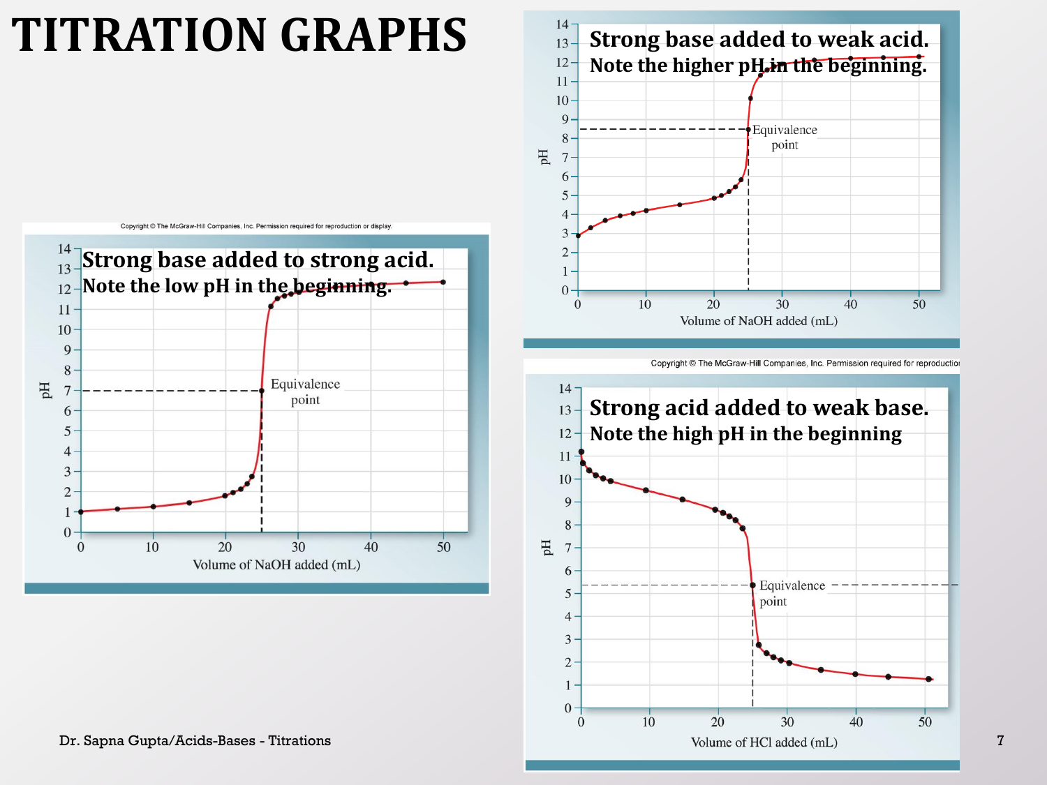# TITRATION GRAPHS

**Strong base added to strong acid.**
**Note the low pH in the beginning.**

Copyright © The McGraw-Hill Companies, Inc. Permission required for reproduction or display.

Equivalence point

pH

Volume of NaOH added (mL)

**Strong base added to weak acid.**
**Note the higher pH in the beginning.**

Equivalence point

pH

Volume of NaOH added (mL)

**Strong acid added to weak base.**
**Note the high pH in the beginning**

Copyright © The McGraw-Hill Companies, Inc. Permission required for reproduction

Equivalence point

pH

Volume of HCl added (mL)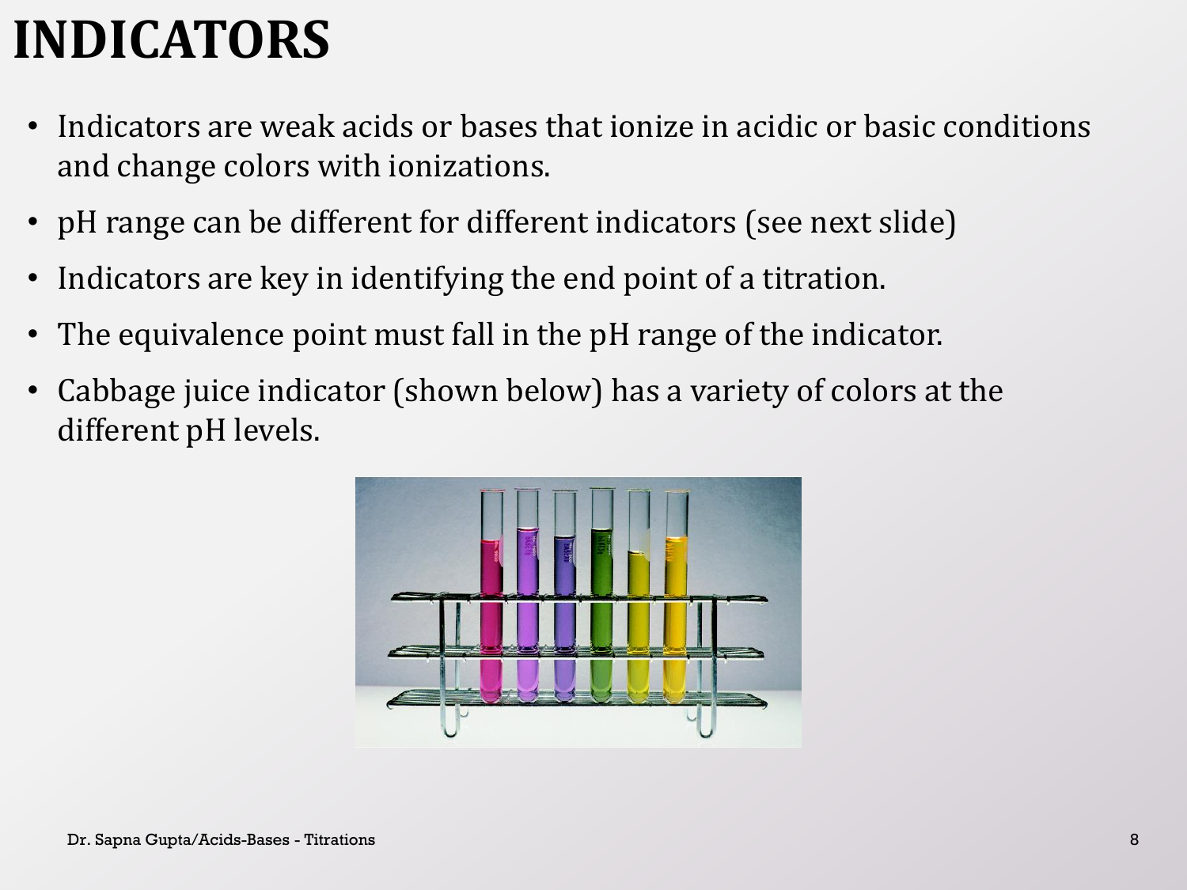# INDICATORS

- Indicators are weak acids or bases that ionize in acidic or basic conditions and change colors with ionizations.
- pH range can be different for different indicators (see next slide)
- Indicators are key in identifying the end point of a titration.
- The equivalence point must fall in the pH range of the indicator.
- Cabbage juice indicator (shown below) has a variety of colors at the different pH levels.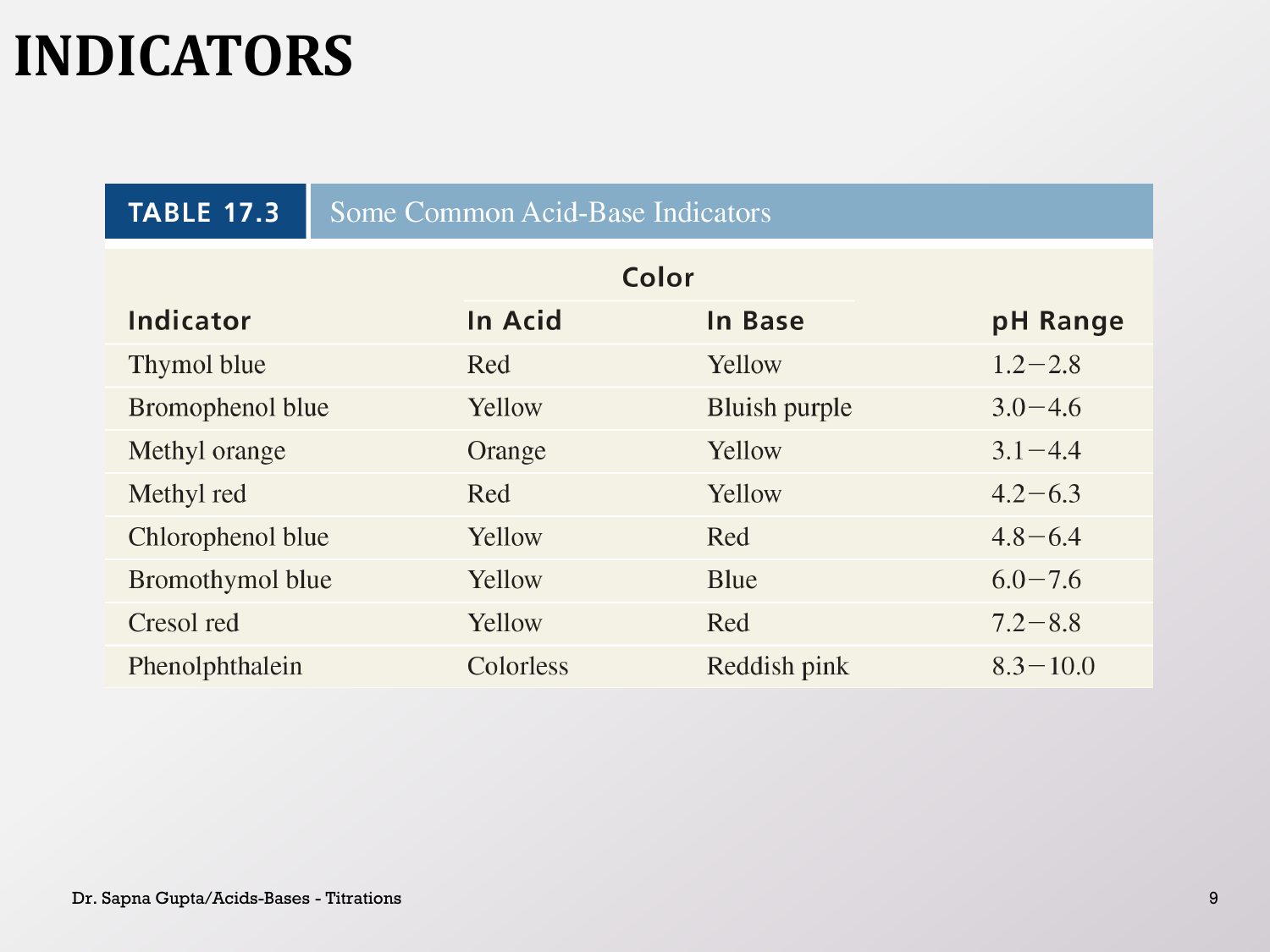# INDICATORS

**TABLE 17.3** Some Common Acid-Base Indicators

| Indicator | Color | | pH Range |
|---|---|---|---|
| | In Acid | In Base | |
| Thymol blue | Red | Yellow | 1.2−2.8 |
| Bromophenol blue | Yellow | Bluish purple | 3.0−4.6 |
| Methyl orange | Orange | Yellow | 3.1−4.4 |
| Methyl red | Red | Yellow | 4.2−6.3 |
| Chlorophenol blue | Yellow | Red | 4.8−6.4 |
| Bromothymol blue | Yellow | Blue | 6.0−7.6 |
| Cresol red | Yellow | Red | 7.2−8.8 |
| Phenolphthalein | Colorless | Reddish pink | 8.3−10.0 |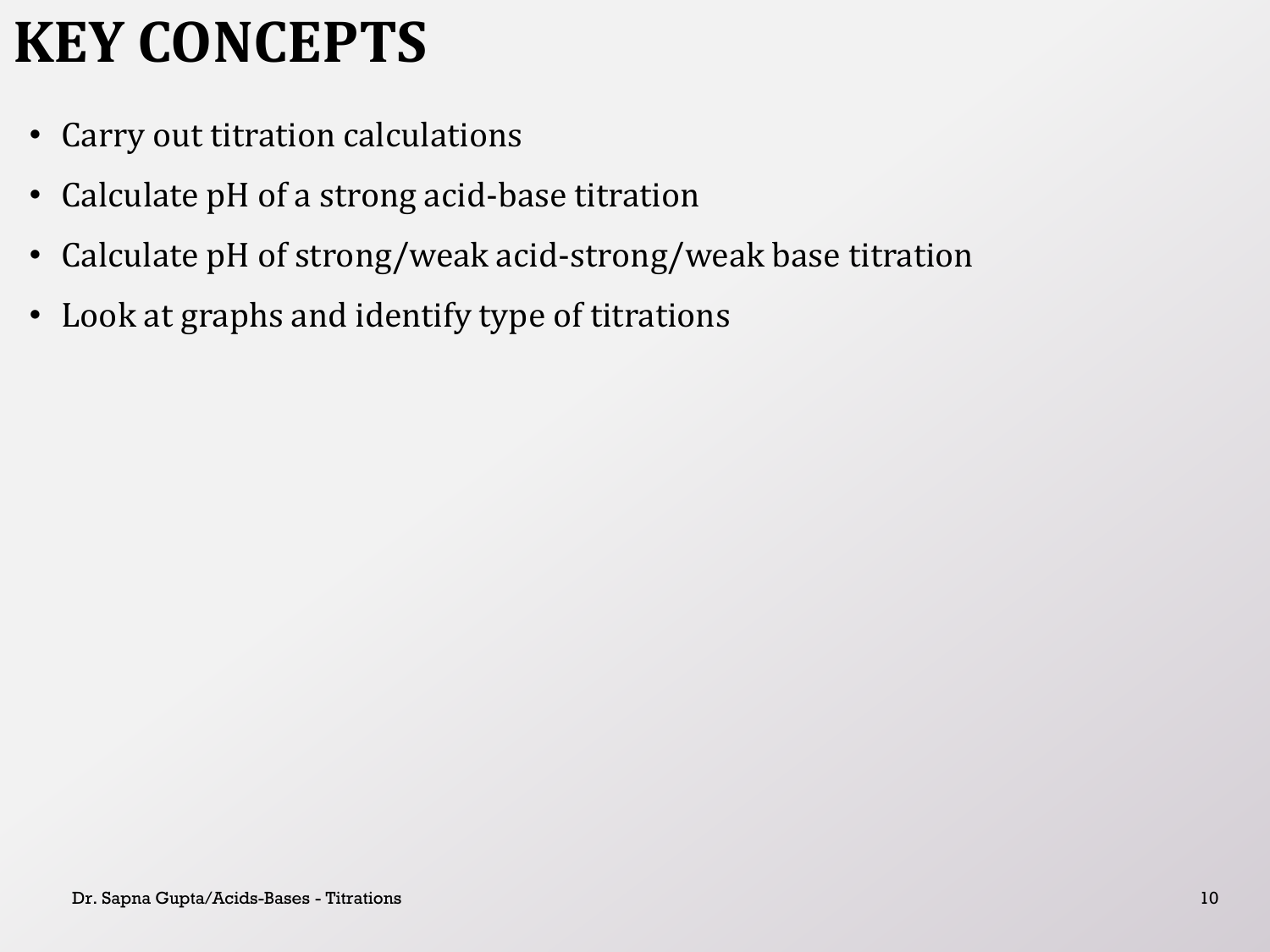# KEY CONCEPTS

- Carry out titration calculations
- Calculate pH of a strong acid-base titration
- Calculate pH of strong/weak acid-strong/weak base titration
- Look at graphs and identify type of titrations